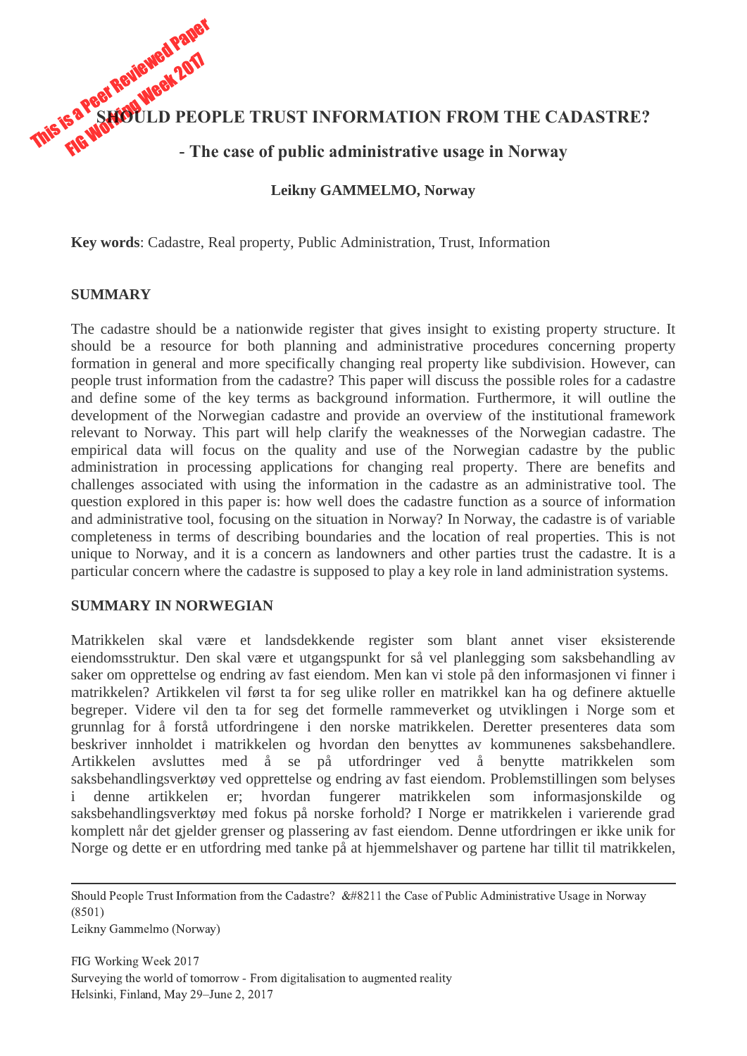# SHOULD PEOPLE TRUST INFORMATION FROM THE CADASTRE?

## - The case of public administrative usage in Norway

**Leikny GAMMELMO, Norway**

**Key words**: Cadastre, Real property, Public Administration, Trust, Information

## SUMMARY

The cadastre should be a nationwide register that gives insight to existing property structure. It should be a resource for both planning and administrative procedures concerning property formation in general and more specifically changing real property like subdivision. However, can people trust information from the cadastre? This paper will discuss the possible roles for a cadastre and define some of the key terms as background information. Furthermore, it will outline the development of the Norwegian cadastre and provide an overview of the institutional framework relevant to Norway. This part will help clarify the weaknesses of the Norwegian cadastre. The empirical data will focus on the quality and use of the Norwegian cadastre by the public administration in processing applications for changing real property. There are benefits and challenges associated with using the information in the cadastre as an administrative tool. The question explored in this paper is: how well does the cadastre function as a source of information and administrative tool, focusing on the situation in Norway? In Norway, the cadastre is of variable completeness in terms of describing boundaries and the location of real properties. This is not unique to Norway, and it is a concern as landowners and other parties trust the cadastre. It is a particular concern where the cadastre is supposed to play a key role in land administration systems.

## SUMMARY IN NORWEGIAN

Matrikkelen skal være et landsdekkende register som blant annet viser eksisterende eiendomsstruktur. Den skal være et utgangspunkt for så vel planlegging som saksbehandling av saker om opprettelse og endring av fast eiendom. Men kan vi stole på den informasjonen vi finner i matrikkelen? Artikkelen vil først ta for seg ulike roller en matrikkel kan ha og definere aktuelle begreper. Videre vil den ta for seg det formelle rammeverket og utviklingen i Norge som et grunnlag for å forstå utfordringene i den norske matrikkelen. Deretter presenteres data som beskriver innholdet i matrikkelen og hvordan den benyttes av kommunenes saksbehandlere. Artikkelen avsluttes med å se på utfordringer ved å benytte matrikkelen som saksbehandlingsverktøy ved opprettelse og endring av fast eiendom. Problemstillingen som belyses i denne artikkelen er; hvordan fungerer matrikkelen som informasjonskilde og saksbehandlingsverktøy med fokus på norske forhold? I Norge er matrikkelen i varierende grad komplett når det gjelder grenser og plassering av fast eiendom. Denne utfordringen er ikke unik for Norge og dette er en utfordring med tanke på at hjemmelshaver og partene har tillit til matrikkelen,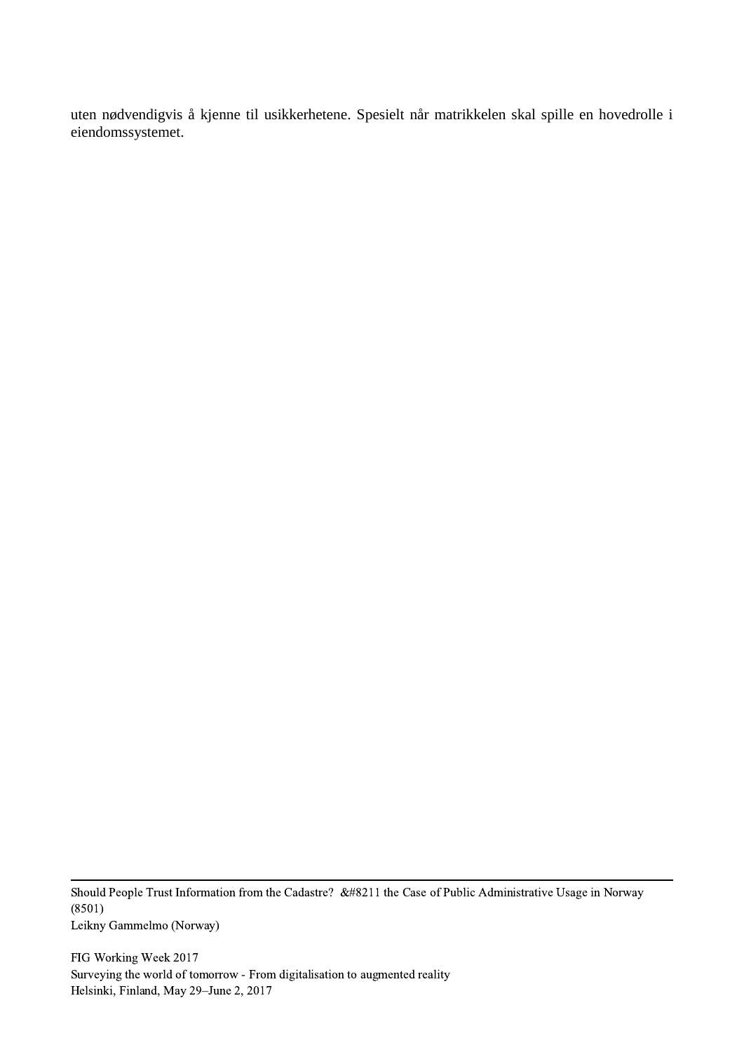uten nødvendigvis å kjenne til usikkerhetene. Spesielt når matrikkelen skal spille en hovedrolle i eiendomssystemet.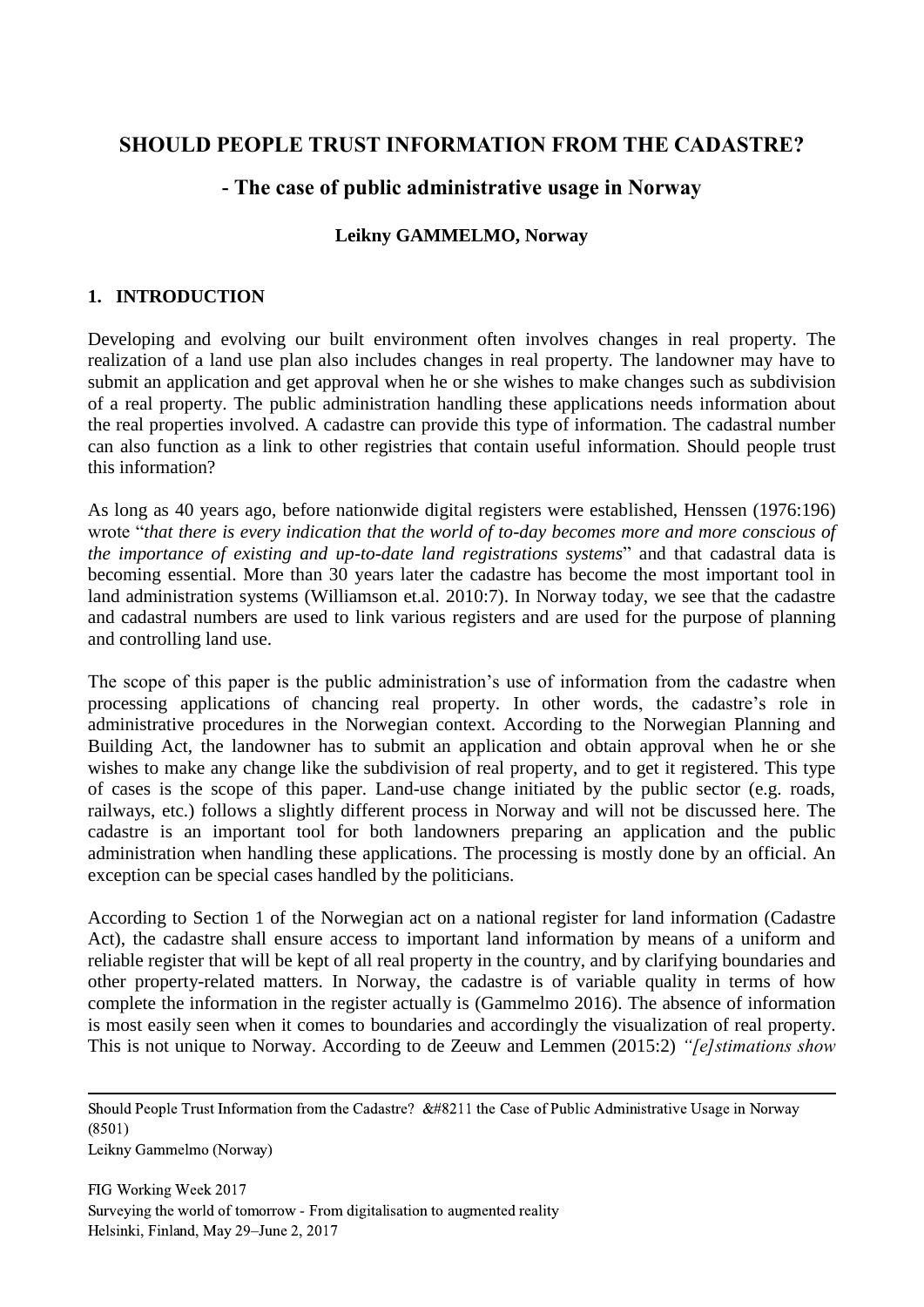# SHOULD PEOPLE TRUST INFORMATION FROM THE CADASTRE?

## - The case of public administrative usage in Norway

**Leikny GAMMELMO, Norway**

## 1. INTRODUCTION

Developing and evolving our built environment often involves changes in real property. The realization of a land use plan also includes changes in real property. The landowner may have to submit an application and get approval when he or she wishes to make changes such as subdivision of a real property. The public administration handling these applications needs information about the real properties involved. A cadastre can provide this type of information. The cadastral number can also function as a link to other registries that contain useful information. Should people trust this information?

As long as 40 years ago, before nationwide digital registers were established, Henssen (1976:196) wrote "*that there is every indication that the world of to-day becomes more and more conscious of the importance of existing and up-to-date land registrations systems*" and that cadastral data is becoming essential. More than 30 years later the cadastre has become the most important tool in land administration systems (Williamson et.al. 2010:7). In Norway today, we see that the cadastre and cadastral numbers are used to link various registers and are used for the purpose of planning and controlling land use.

The scope of this paper is the public administration's use of information from the cadastre when processing applications of chancing real property. In other words, the cadastre's role in administrative procedures in the Norwegian context. According to the Norwegian Planning and Building Act, the landowner has to submit an application and obtain approval when he or she wishes to make any change like the subdivision of real property, and to get it registered. This type of cases is the scope of this paper. Land-use change initiated by the public sector (e.g. roads, railways, etc.) follows a slightly different process in Norway and will not be discussed here. The cadastre is an important tool for both landowners preparing an application and the public administration when handling these applications. The processing is mostly done by an official. An exception can be special cases handled by the politicians.

According to Section 1 of the Norwegian act on a national register for land information (Cadastre Act), the cadastre shall ensure access to important land information by means of a uniform and reliable register that will be kept of all real property in the country, and by clarifying boundaries and other property-related matters. In Norway, the cadastre is of variable quality in terms of how complete the information in the register actually is (Gammelmo 2016). The absence of information is most easily seen when it comes to boundaries and accordingly the visualization of real property. This is not unique to Norway. According to de Zeeuw and Lemmen (2015:2) *"[e]stimations show*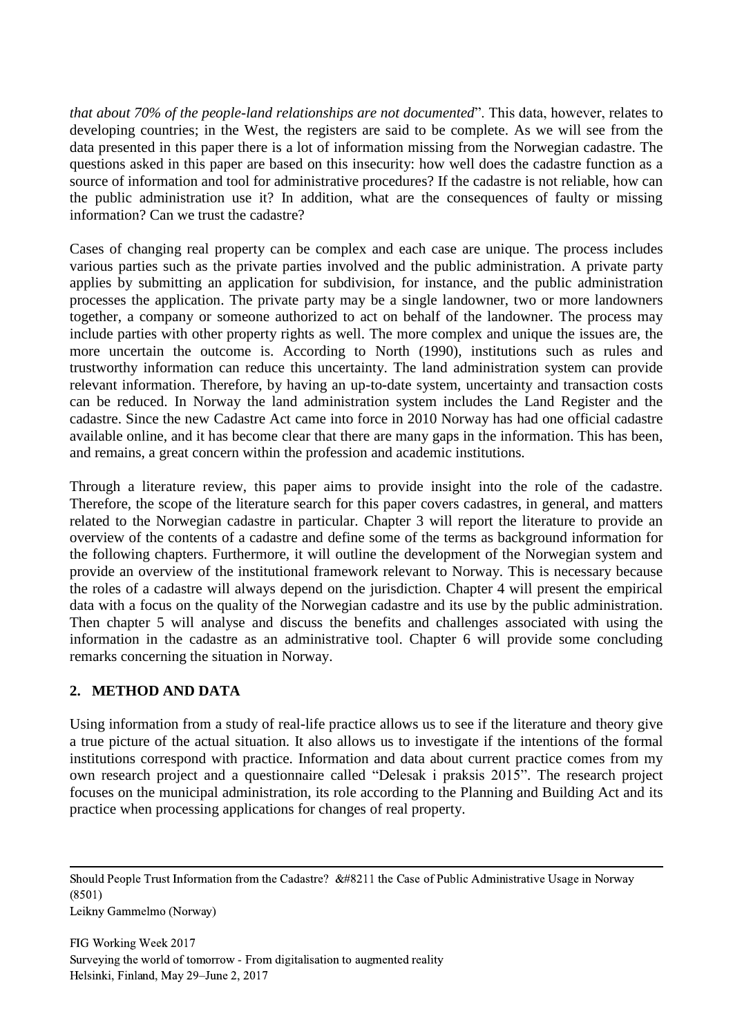*that about 70% of the people-land relationships are not documented*". This data, however, relates to developing countries; in the West, the registers are said to be complete. As we will see from the data presented in this paper there is a lot of information missing from the Norwegian cadastre. The questions asked in this paper are based on this insecurity: how well does the cadastre function as a source of information and tool for administrative procedures? If the cadastre is not reliable, how can the public administration use it? In addition, what are the consequences of faulty or missing information? Can we trust the cadastre?

Cases of changing real property can be complex and each case are unique. The process includes various parties such as the private parties involved and the public administration. A private party applies by submitting an application for subdivision, for instance, and the public administration processes the application. The private party may be a single landowner, two or more landowners together, a company or someone authorized to act on behalf of the landowner. The process may include parties with other property rights as well. The more complex and unique the issues are, the more uncertain the outcome is. According to North (1990), institutions such as rules and trustworthy information can reduce this uncertainty. The land administration system can provide relevant information. Therefore, by having an up-to-date system, uncertainty and transaction costs can be reduced. In Norway the land administration system includes the Land Register and the cadastre. Since the new Cadastre Act came into force in 2010 Norway has had one official cadastre available online, and it has become clear that there are many gaps in the information. This has been, and remains, a great concern within the profession and academic institutions.

Through a literature review, this paper aims to provide insight into the role of the cadastre. Therefore, the scope of the literature search for this paper covers cadastres, in general, and matters related to the Norwegian cadastre in particular. Chapter 3 will report the literature to provide an overview of the contents of a cadastre and define some of the terms as background information for the following chapters. Furthermore, it will outline the development of the Norwegian system and provide an overview of the institutional framework relevant to Norway. This is necessary because the roles of a cadastre will always depend on the jurisdiction. Chapter 4 will present the empirical data with a focus on the quality of the Norwegian cadastre and its use by the public administration. Then chapter 5 will analyse and discuss the benefits and challenges associated with using the information in the cadastre as an administrative tool. Chapter 6 will provide some concluding remarks concerning the situation in Norway.

## 2. METHOD AND DATA

Using information from a study of real-life practice allows us to see if the literature and theory give a true picture of the actual situation. It also allows us to investigate if the intentions of the formal institutions correspond with practice. Information and data about current practice comes from my own research project and a questionnaire called "Delesak i praksis 2015". The research project focuses on the municipal administration, its role according to the Planning and Building Act and its practice when processing applications for changes of real property.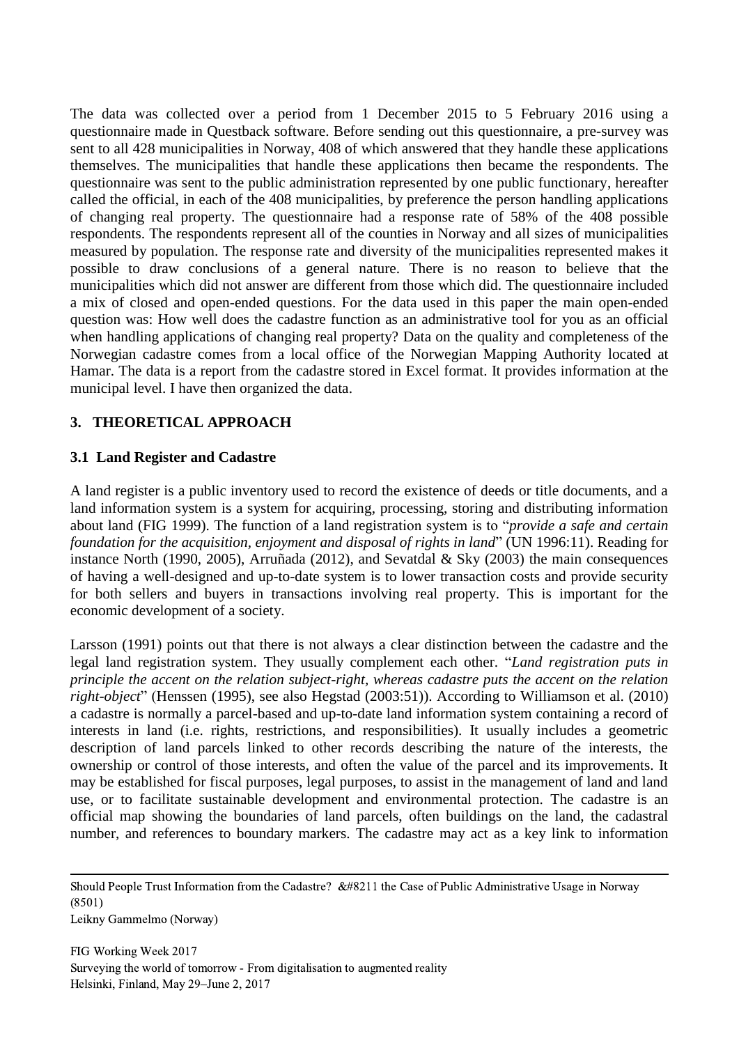The data was collected over a period from 1 December 2015 to 5 February 2016 using a questionnaire made in Questback software. Before sending out this questionnaire, a pre-survey was sent to all 428 municipalities in Norway, 408 of which answered that they handle these applications themselves. The municipalities that handle these applications then became the respondents. The questionnaire was sent to the public administration represented by one public functionary, hereafter called the official, in each of the 408 municipalities, by preference the person handling applications of changing real property. The questionnaire had a response rate of 58% of the 408 possible respondents. The respondents represent all of the counties in Norway and all sizes of municipalities measured by population. The response rate and diversity of the municipalities represented makes it possible to draw conclusions of a general nature. There is no reason to believe that the municipalities which did not answer are different from those which did. The questionnaire included a mix of closed and open-ended questions. For the data used in this paper the main open-ended question was: How well does the cadastre function as an administrative tool for you as an official when handling applications of changing real property? Data on the quality and completeness of the Norwegian cadastre comes from a local office of the Norwegian Mapping Authority located at Hamar. The data is a report from the cadastre stored in Excel format. It provides information at the municipal level. I have then organized the data.

## 3. THEORETICAL APPROACH

### 3.1 Land Register and Cadastre

A land register is a public inventory used to record the existence of deeds or title documents, and a land information system is a system for acquiring, processing, storing and distributing information about land (FIG 1999). The function of a land registration system is to "*provide a safe and certain foundation for the acquisition, enjoyment and disposal of rights in land*" (UN 1996:11). Reading for instance North (1990, 2005), Arruñada (2012), and Sevatdal & Sky (2003) the main consequences of having a well-designed and up-to-date system is to lower transaction costs and provide security for both sellers and buyers in transactions involving real property. This is important for the economic development of a society.

Larsson (1991) points out that there is not always a clear distinction between the cadastre and the legal land registration system. They usually complement each other. "*Land registration puts in principle the accent on the relation subject-right, whereas cadastre puts the accent on the relation right-object*" (Henssen (1995), see also Hegstad (2003:51)). According to Williamson et al. (2010) a cadastre is normally a parcel-based and up-to-date land information system containing a record of interests in land (i.e. rights, restrictions, and responsibilities). It usually includes a geometric description of land parcels linked to other records describing the nature of the interests, the ownership or control of those interests, and often the value of the parcel and its improvements. It may be established for fiscal purposes, legal purposes, to assist in the management of land and land use, or to facilitate sustainable development and environmental protection. The cadastre is an official map showing the boundaries of land parcels, often buildings on the land, the cadastral number, and references to boundary markers. The cadastre may act as a key link to information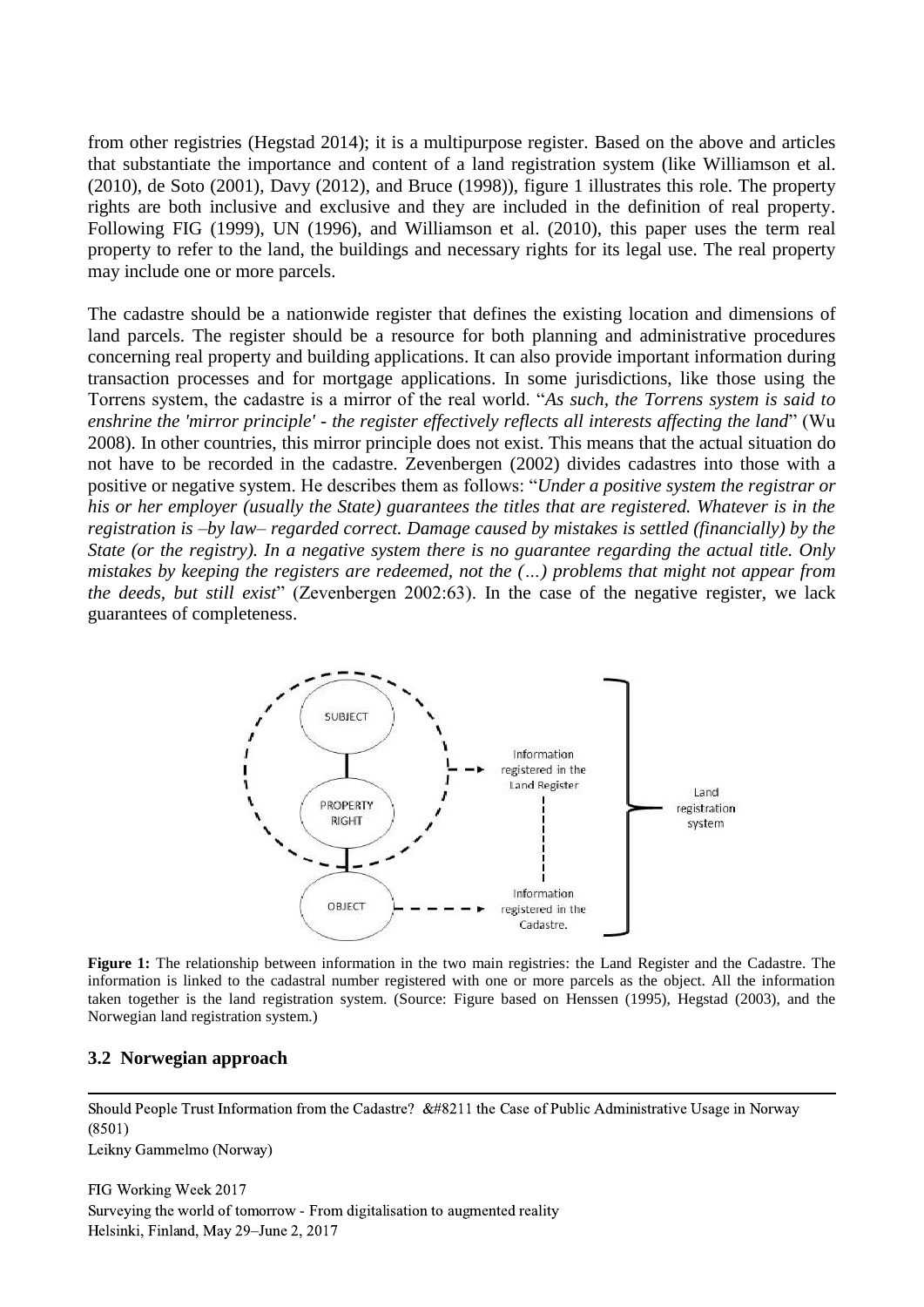from other registries (Hegstad 2014); it is a multipurpose register. Based on the above and articles that substantiate the importance and content of a land registration system (like Williamson et al. (2010), de Soto (2001), Davy (2012), and Bruce (1998)), figure 1 illustrates this role. The property rights are both inclusive and exclusive and they are included in the definition of real property. Following FIG (1999), UN (1996), and Williamson et al. (2010), this paper uses the term real property to refer to the land, the buildings and necessary rights for its legal use. The real property may include one or more parcels.

The cadastre should be a nationwide register that defines the existing location and dimensions of land parcels. The register should be a resource for both planning and administrative procedures concerning real property and building applications. It can also provide important information during transaction processes and for mortgage applications. In some jurisdictions, like those using the Torrens system, the cadastre is a mirror of the real world. "*As such, the Torrens system is said to enshrine the 'mirror principle' - the register effectively reflects all interests affecting the land*" (Wu 2008). In other countries, this mirror principle does not exist. This means that the actual situation do not have to be recorded in the cadastre. Zevenbergen (2002) divides cadastres into those with a positive or negative system. He describes them as follows: "*Under a positive system the registrar or his or her employer (usually the State) guarantees the titles that are registered. Whatever is in the registration is –by law– regarded correct. Damage caused by mistakes is settled (financially) by the State (or the registry). In a negative system there is no guarantee regarding the actual title. Only mistakes by keeping the registers are redeemed, not the (…) problems that might not appear from the deeds, but still exist*" (Zevenbergen 2002:63). In the case of the negative register, we lack guarantees of completeness.

SUBJECT — PROPERTY RIGHT (dashed circle) → Information registered in the Land Register

OBJECT → Information registered in the Cadastre.

Land registration system

**Figure 1:** The relationship between information in the two main registries: the Land Register and the Cadastre. The information is linked to the cadastral number registered with one or more parcels as the object. All the information taken together is the land registration system. (Source: Figure based on Henssen (1995), Hegstad (2003), and the Norwegian land registration system.)

### 3.2 Norwegian approach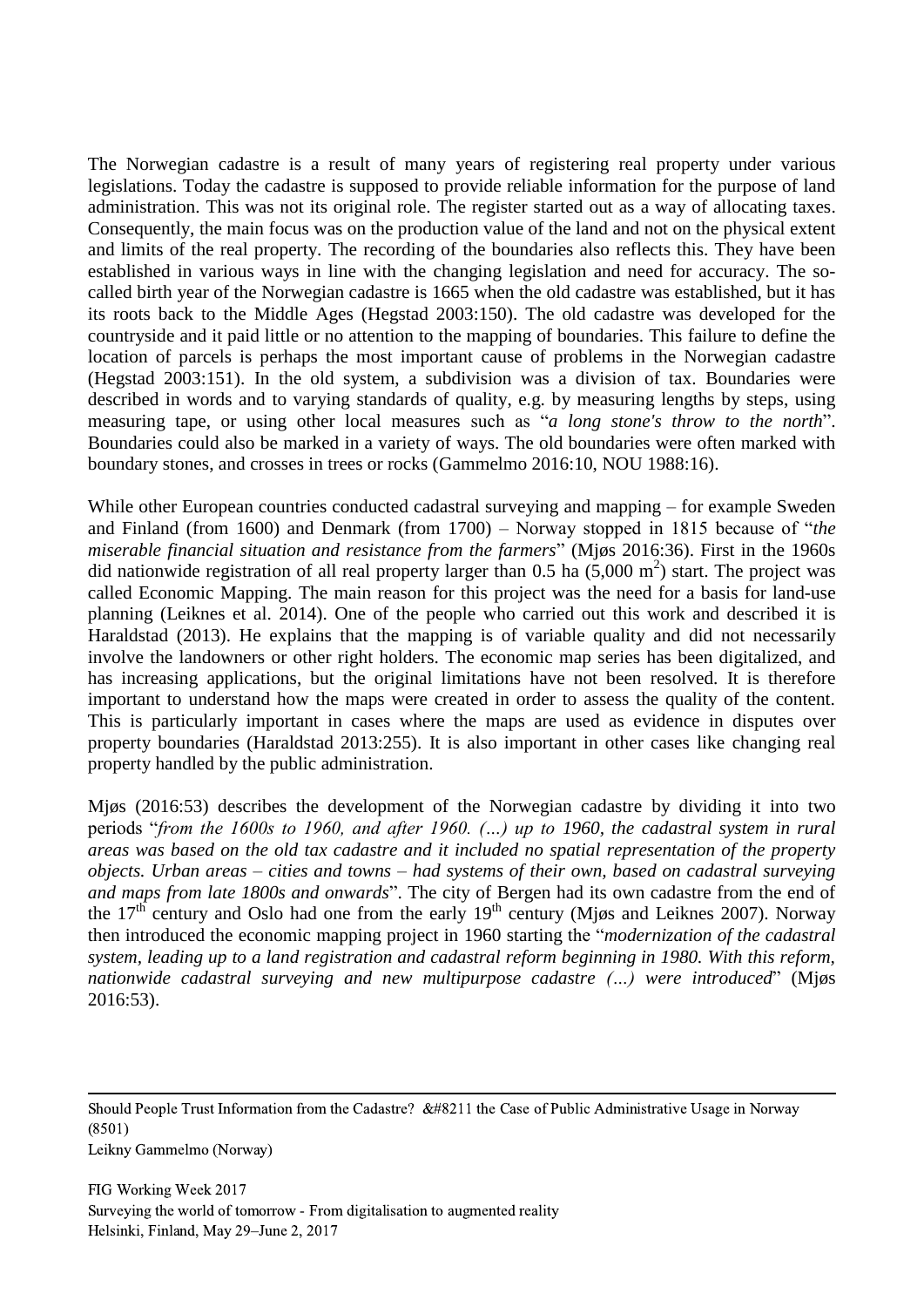The Norwegian cadastre is a result of many years of registering real property under various legislations. Today the cadastre is supposed to provide reliable information for the purpose of land administration. This was not its original role. The register started out as a way of allocating taxes. Consequently, the main focus was on the production value of the land and not on the physical extent and limits of the real property. The recording of the boundaries also reflects this. They have been established in various ways in line with the changing legislation and need for accuracy. The so-called birth year of the Norwegian cadastre is 1665 when the old cadastre was established, but it has its roots back to the Middle Ages (Hegstad 2003:150). The old cadastre was developed for the countryside and it paid little or no attention to the mapping of boundaries. This failure to define the location of parcels is perhaps the most important cause of problems in the Norwegian cadastre (Hegstad 2003:151). In the old system, a subdivision was a division of tax. Boundaries were described in words and to varying standards of quality, e.g. by measuring lengths by steps, using measuring tape, or using other local measures such as "*a long stone's throw to the north*". Boundaries could also be marked in a variety of ways. The old boundaries were often marked with boundary stones, and crosses in trees or rocks (Gammelmo 2016:10, NOU 1988:16).

While other European countries conducted cadastral surveying and mapping – for example Sweden and Finland (from 1600) and Denmark (from 1700) – Norway stopped in 1815 because of "*the miserable financial situation and resistance from the farmers*" (Mjøs 2016:36). First in the 1960s did nationwide registration of all real property larger than 0.5 ha (5,000 m$^2$) start. The project was called Economic Mapping. The main reason for this project was the need for a basis for land-use planning (Leiknes et al. 2014). One of the people who carried out this work and described it is Haraldstad (2013). He explains that the mapping is of variable quality and did not necessarily involve the landowners or other right holders. The economic map series has been digitalized, and has increasing applications, but the original limitations have not been resolved. It is therefore important to understand how the maps were created in order to assess the quality of the content. This is particularly important in cases where the maps are used as evidence in disputes over property boundaries (Haraldstad 2013:255). It is also important in other cases like changing real property handled by the public administration.

Mjøs (2016:53) describes the development of the Norwegian cadastre by dividing it into two periods "*from the 1600s to 1960, and after 1960. (…) up to 1960, the cadastral system in rural areas was based on the old tax cadastre and it included no spatial representation of the property objects. Urban areas – cities and towns – had systems of their own, based on cadastral surveying and maps from late 1800s and onwards*". The city of Bergen had its own cadastre from the end of the 17th century and Oslo had one from the early 19th century (Mjøs and Leiknes 2007). Norway then introduced the economic mapping project in 1960 starting the "*modernization of the cadastral system, leading up to a land registration and cadastral reform beginning in 1980. With this reform, nationwide cadastral surveying and new multipurpose cadastre (…) were introduced*" (Mjøs 2016:53).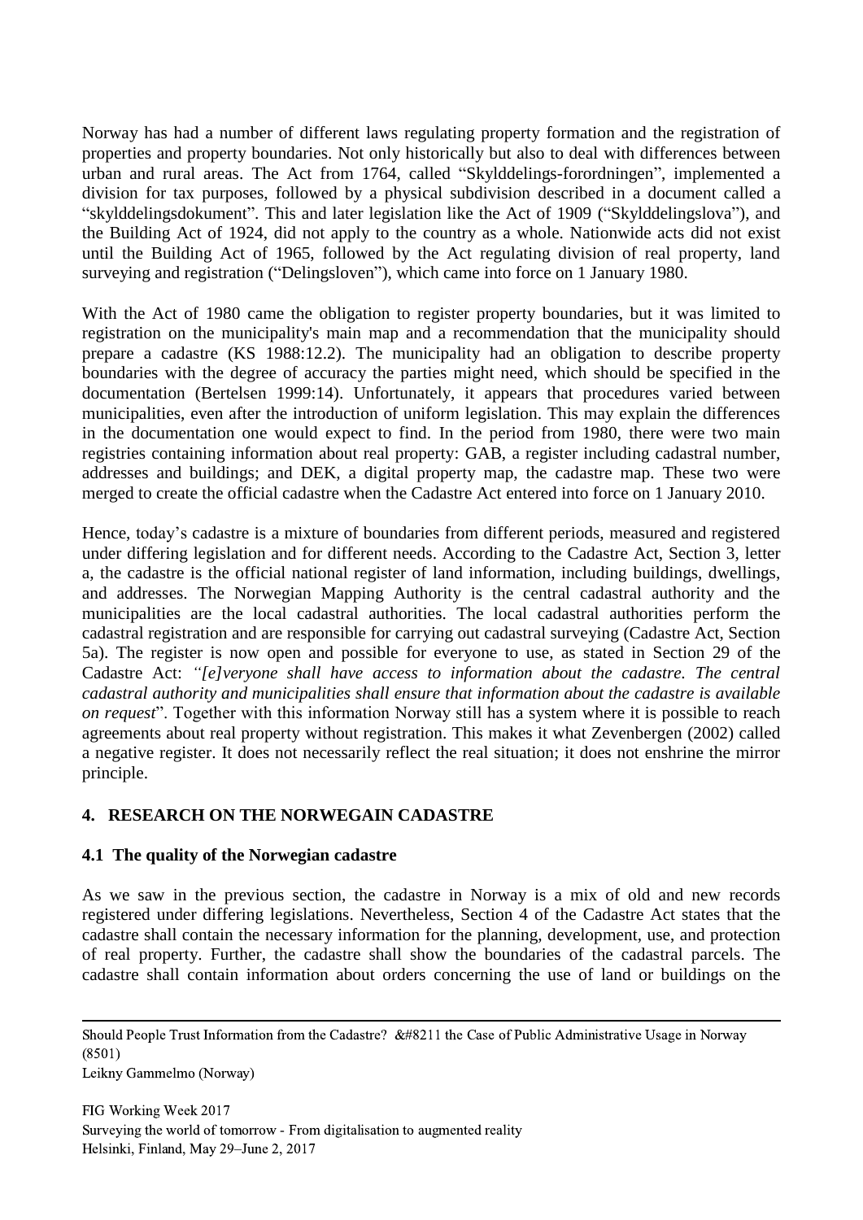Norway has had a number of different laws regulating property formation and the registration of properties and property boundaries. Not only historically but also to deal with differences between urban and rural areas. The Act from 1764, called "Skylddelings-forordningen", implemented a division for tax purposes, followed by a physical subdivision described in a document called a "skylddelingsdokument". This and later legislation like the Act of 1909 ("Skylddelingslova"), and the Building Act of 1924, did not apply to the country as a whole. Nationwide acts did not exist until the Building Act of 1965, followed by the Act regulating division of real property, land surveying and registration ("Delingsloven"), which came into force on 1 January 1980.

With the Act of 1980 came the obligation to register property boundaries, but it was limited to registration on the municipality's main map and a recommendation that the municipality should prepare a cadastre (KS 1988:12.2). The municipality had an obligation to describe property boundaries with the degree of accuracy the parties might need, which should be specified in the documentation (Bertelsen 1999:14). Unfortunately, it appears that procedures varied between municipalities, even after the introduction of uniform legislation. This may explain the differences in the documentation one would expect to find. In the period from 1980, there were two main registries containing information about real property: GAB, a register including cadastral number, addresses and buildings; and DEK, a digital property map, the cadastre map. These two were merged to create the official cadastre when the Cadastre Act entered into force on 1 January 2010.

Hence, today's cadastre is a mixture of boundaries from different periods, measured and registered under differing legislation and for different needs. According to the Cadastre Act, Section 3, letter a, the cadastre is the official national register of land information, including buildings, dwellings, and addresses. The Norwegian Mapping Authority is the central cadastral authority and the municipalities are the local cadastral authorities. The local cadastral authorities perform the cadastral registration and are responsible for carrying out cadastral surveying (Cadastre Act, Section 5a). The register is now open and possible for everyone to use, as stated in Section 29 of the Cadastre Act: *"[e]veryone shall have access to information about the cadastre. The central cadastral authority and municipalities shall ensure that information about the cadastre is available on request*". Together with this information Norway still has a system where it is possible to reach agreements about real property without registration. This makes it what Zevenbergen (2002) called a negative register. It does not necessarily reflect the real situation; it does not enshrine the mirror principle.

## 4. RESEARCH ON THE NORWEGAIN CADASTRE

### 4.1 The quality of the Norwegian cadastre

As we saw in the previous section, the cadastre in Norway is a mix of old and new records registered under differing legislations. Nevertheless, Section 4 of the Cadastre Act states that the cadastre shall contain the necessary information for the planning, development, use, and protection of real property. Further, the cadastre shall show the boundaries of the cadastral parcels. The cadastre shall contain information about orders concerning the use of land or buildings on the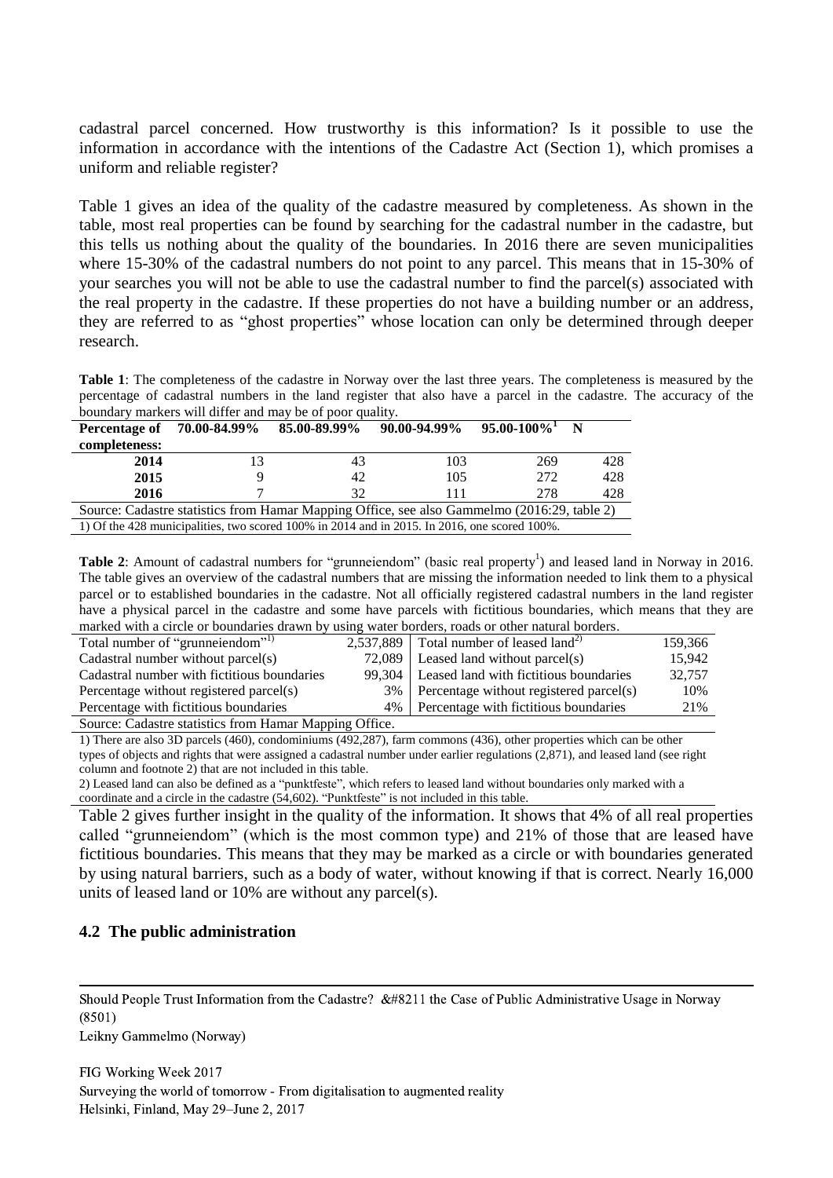cadastral parcel concerned. How trustworthy is this information? Is it possible to use the information in accordance with the intentions of the Cadastre Act (Section 1), which promises a uniform and reliable register?

Table 1 gives an idea of the quality of the cadastre measured by completeness. As shown in the table, most real properties can be found by searching for the cadastral number in the cadastre, but this tells us nothing about the quality of the boundaries. In 2016 there are seven municipalities where 15-30% of the cadastral numbers do not point to any parcel. This means that in 15-30% of your searches you will not be able to use the cadastral number to find the parcel(s) associated with the real property in the cadastre. If these properties do not have a building number or an address, they are referred to as "ghost properties" whose location can only be determined through deeper research.

**Table 1**: The completeness of the cadastre in Norway over the last three years. The completeness is measured by the percentage of cadastral numbers in the land register that also have a parcel in the cadastre. The accuracy of the boundary markers will differ and may be of poor quality.

| Percentage of completeness: | 70.00-84.99% | 85.00-89.99% | 90.00-94.99% | 95.00-100%[1] | N |
|---|---|---|---|---|---|
| 2014 | 13 | 43 | 103 | 269 | 428 |
| 2015 | 9 | 42 | 105 | 272 | 428 |
| 2016 | 7 | 32 | 111 | 278 | 428 |

Source: Cadastre statistics from Hamar Mapping Office, see also Gammelmo (2016:29, table 2)

1) Of the 428 municipalities, two scored 100% in 2014 and in 2015. In 2016, one scored 100%.

**Table 2**: Amount of cadastral numbers for "grunneiendom" (basic real property[1]) and leased land in Norway in 2016. The table gives an overview of the cadastral numbers that are missing the information needed to link them to a physical parcel or to established boundaries in the cadastre. Not all officially registered cadastral numbers in the land register have a physical parcel in the cadastre and some have parcels with fictitious boundaries, which means that they are marked with a circle or boundaries drawn by using water borders, roads or other natural borders.

| | | | |
|---|---|---|---|
| Total number of "grunneiendom"[1)] | 2,537,889 | Total number of leased land[2)] | 159,366 |
| Cadastral number without parcel(s) | 72,089 | Leased land without parcel(s) | 15,942 |
| Cadastral number with fictitious boundaries | 99,304 | Leased land with fictitious boundaries | 32,757 |
| Percentage without registered parcel(s) | 3% | Percentage without registered parcel(s) | 10% |
| Percentage with fictitious boundaries | 4% | Percentage with fictitious boundaries | 21% |

Source: Cadastre statistics from Hamar Mapping Office.

1) There are also 3D parcels (460), condominiums (492,287), farm commons (436), other properties which can be other types of objects and rights that were assigned a cadastral number under earlier regulations (2,871), and leased land (see right column and footnote 2) that are not included in this table.

2) Leased land can also be defined as a "punktfeste", which refers to leased land without boundaries only marked with a coordinate and a circle in the cadastre (54,602). "Punktfeste" is not included in this table.

Table 2 gives further insight in the quality of the information. It shows that 4% of all real properties called "grunneiendom" (which is the most common type) and 21% of those that are leased have fictitious boundaries. This means that they may be marked as a circle or with boundaries generated by using natural barriers, such as a body of water, without knowing if that is correct. Nearly 16,000 units of leased land or 10% are without any parcel(s).

### 4.2 The public administration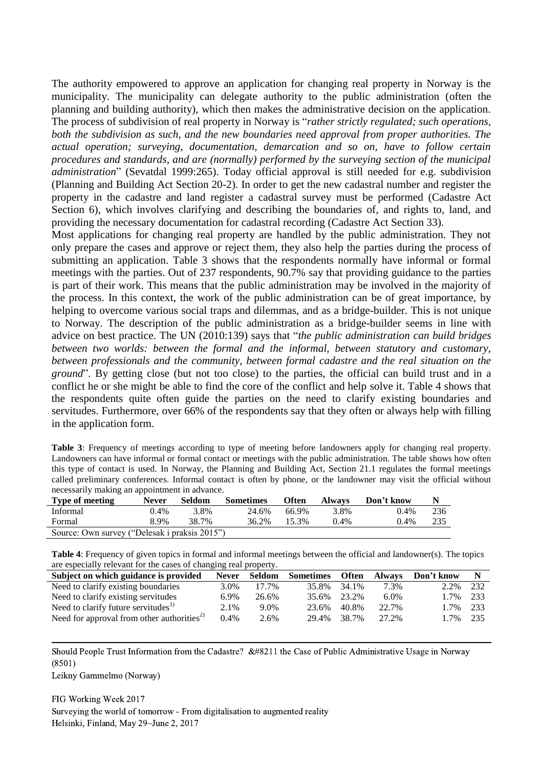The authority empowered to approve an application for changing real property in Norway is the municipality. The municipality can delegate authority to the public administration (often the planning and building authority), which then makes the administrative decision on the application. The process of subdivision of real property in Norway is "*rather strictly regulated; such operations, both the subdivision as such, and the new boundaries need approval from proper authorities. The actual operation; surveying, documentation, demarcation and so on, have to follow certain procedures and standards, and are (normally) performed by the surveying section of the municipal administration*" (Sevatdal 1999:265). Today official approval is still needed for e.g. subdivision (Planning and Building Act Section 20-2). In order to get the new cadastral number and register the property in the cadastre and land register a cadastral survey must be performed (Cadastre Act Section 6), which involves clarifying and describing the boundaries of, and rights to, land, and providing the necessary documentation for cadastral recording (Cadastre Act Section 33).

Most applications for changing real property are handled by the public administration. They not only prepare the cases and approve or reject them, they also help the parties during the process of submitting an application. Table 3 shows that the respondents normally have informal or formal meetings with the parties. Out of 237 respondents, 90.7% say that providing guidance to the parties is part of their work. This means that the public administration may be involved in the majority of the process. In this context, the work of the public administration can be of great importance, by helping to overcome various social traps and dilemmas, and as a bridge-builder. This is not unique to Norway. The description of the public administration as a bridge-builder seems in line with advice on best practice. The UN (2010:139) says that "*the public administration can build bridges between two worlds: between the formal and the informal, between statutory and customary, between professionals and the community, between formal cadastre and the real situation on the ground*". By getting close (but not too close) to the parties, the official can build trust and in a conflict he or she might be able to find the core of the conflict and help solve it. Table 4 shows that the respondents quite often guide the parties on the need to clarify existing boundaries and servitudes. Furthermore, over 66% of the respondents say that they often or always help with filling in the application form.

**Table 3**: Frequency of meetings according to type of meeting before landowners apply for changing real property. Landowners can have informal or formal contact or meetings with the public administration. The table shows how often this type of contact is used. In Norway, the Planning and Building Act, Section 21.1 regulates the formal meetings called preliminary conferences. Informal contact is often by phone, or the landowner may visit the official without necessarily making an appointment in advance.

| Type of meeting | Never | Seldom | Sometimes | Often | Always | Don't know | N |
|---|---|---|---|---|---|---|---|
| Informal | 0.4% | 3.8% | 24.6% | 66.9% | 3.8% | 0.4% | 236 |
| Formal | 8.9% | 38.7% | 36.2% | 15.3% | 0.4% | 0.4% | 235 |

Source: Own survey ("Delesak i praksis 2015")

**Table 4**: Frequency of given topics in formal and informal meetings between the official and landowner(s). The topics are especially relevant for the cases of changing real property.

| Subject on which guidance is provided | Never | Seldom | Sometimes | Often | Always | Don't know | N |
|---|---|---|---|---|---|---|---|
| Need to clarify existing boundaries | 3.0% | 17.7% | 35.8% | 34.1% | 7.3% | 2.2% | 232 |
| Need to clarify existing servitudes | 6.9% | 26.6% | 35.6% | 23.2% | 6.0% | 1.7% | 233 |
| Need to clarify future servitudes[1)] | 2.1% | 9.0% | 23.6% | 40.8% | 22.7% | 1.7% | 233 |
| Need for approval from other authorities[2)] | 0.4% | 2.6% | 29.4% | 38.7% | 27.2% | 1.7% | 235 |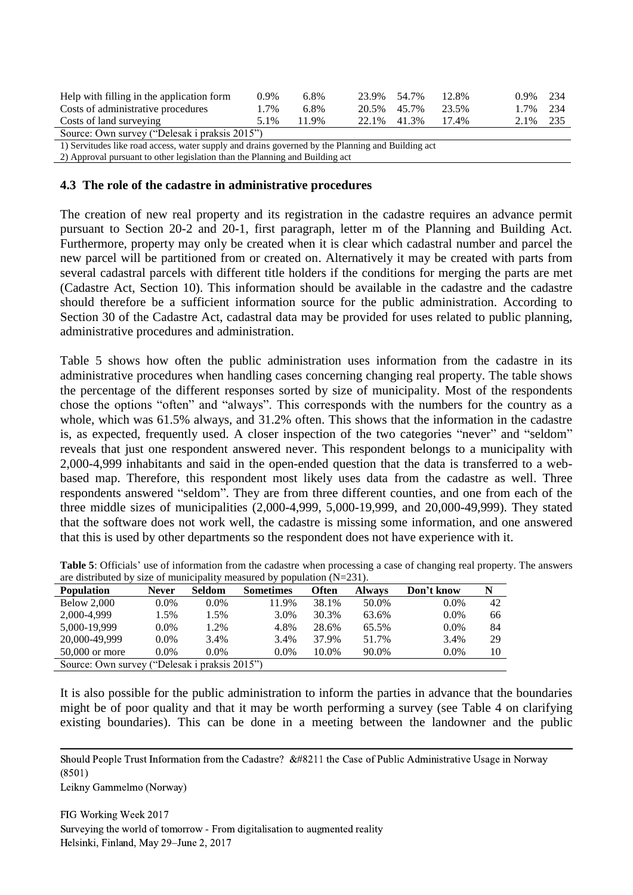| | | | | | | | |
|---|---|---|---|---|---|---|---|
| Help with filling in the application form | 0.9% | 6.8% | 23.9% | 54.7% | 12.8% | 0.9% | 234 |
| Costs of administrative procedures | 1.7% | 6.8% | 20.5% | 45.7% | 23.5% | 1.7% | 234 |
| Costs of land surveying | 5.1% | 11.9% | 22.1% | 41.3% | 17.4% | 2.1% | 235 |

Source: Own survey ("Delesak i praksis 2015")

1) Servitudes like road access, water supply and drains governed by the Planning and Building act

2) Approval pursuant to other legislation than the Planning and Building act

### 4.3 The role of the cadastre in administrative procedures

The creation of new real property and its registration in the cadastre requires an advance permit pursuant to Section 20-2 and 20-1, first paragraph, letter m of the Planning and Building Act. Furthermore, property may only be created when it is clear which cadastral number and parcel the new parcel will be partitioned from or created on. Alternatively it may be created with parts from several cadastral parcels with different title holders if the conditions for merging the parts are met (Cadastre Act, Section 10). This information should be available in the cadastre and the cadastre should therefore be a sufficient information source for the public administration. According to Section 30 of the Cadastre Act, cadastral data may be provided for uses related to public planning, administrative procedures and administration.

Table 5 shows how often the public administration uses information from the cadastre in its administrative procedures when handling cases concerning changing real property. The table shows the percentage of the different responses sorted by size of municipality. Most of the respondents chose the options "often" and "always". This corresponds with the numbers for the country as a whole, which was 61.5% always, and 31.2% often. This shows that the information in the cadastre is, as expected, frequently used. A closer inspection of the two categories "never" and "seldom" reveals that just one respondent answered never. This respondent belongs to a municipality with 2,000-4,999 inhabitants and said in the open-ended question that the data is transferred to a web-based map. Therefore, this respondent most likely uses data from the cadastre as well. Three respondents answered "seldom". They are from three different counties, and one from each of the three middle sizes of municipalities (2,000-4,999, 5,000-19,999, and 20,000-49,999). They stated that the software does not work well, the cadastre is missing some information, and one answered that this is used by other departments so the respondent does not have experience with it.

**Table 5**: Officials' use of information from the cadastre when processing a case of changing real property. The answers are distributed by size of municipality measured by population (N=231).

| Population | Never | Seldom | Sometimes | Often | Always | Don't know | N |
|---|---|---|---|---|---|---|---|
| Below 2,000 | 0.0% | 0.0% | 11.9% | 38.1% | 50.0% | 0.0% | 42 |
| 2,000-4,999 | 1.5% | 1.5% | 3.0% | 30.3% | 63.6% | 0.0% | 66 |
| 5,000-19,999 | 0.0% | 1.2% | 4.8% | 28.6% | 65.5% | 0.0% | 84 |
| 20,000-49,999 | 0.0% | 3.4% | 3.4% | 37.9% | 51.7% | 3.4% | 29 |
| 50,000 or more | 0.0% | 0.0% | 0.0% | 10.0% | 90.0% | 0.0% | 10 |

Source: Own survey ("Delesak i praksis 2015")

It is also possible for the public administration to inform the parties in advance that the boundaries might be of poor quality and that it may be worth performing a survey (see Table 4 on clarifying existing boundaries). This can be done in a meeting between the landowner and the public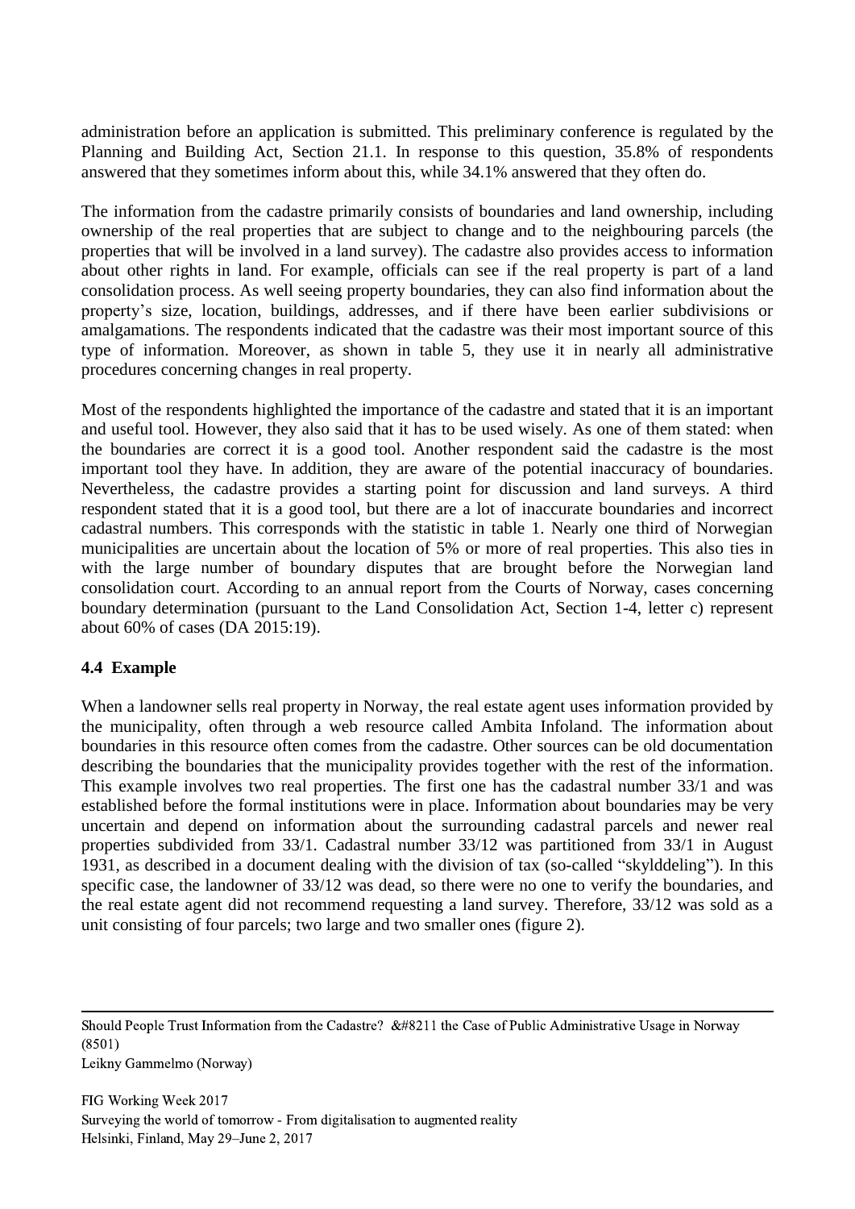administration before an application is submitted. This preliminary conference is regulated by the Planning and Building Act, Section 21.1. In response to this question, 35.8% of respondents answered that they sometimes inform about this, while 34.1% answered that they often do.

The information from the cadastre primarily consists of boundaries and land ownership, including ownership of the real properties that are subject to change and to the neighbouring parcels (the properties that will be involved in a land survey). The cadastre also provides access to information about other rights in land. For example, officials can see if the real property is part of a land consolidation process. As well seeing property boundaries, they can also find information about the property's size, location, buildings, addresses, and if there have been earlier subdivisions or amalgamations. The respondents indicated that the cadastre was their most important source of this type of information. Moreover, as shown in table 5, they use it in nearly all administrative procedures concerning changes in real property.

Most of the respondents highlighted the importance of the cadastre and stated that it is an important and useful tool. However, they also said that it has to be used wisely. As one of them stated: when the boundaries are correct it is a good tool. Another respondent said the cadastre is the most important tool they have. In addition, they are aware of the potential inaccuracy of boundaries. Nevertheless, the cadastre provides a starting point for discussion and land surveys. A third respondent stated that it is a good tool, but there are a lot of inaccurate boundaries and incorrect cadastral numbers. This corresponds with the statistic in table 1. Nearly one third of Norwegian municipalities are uncertain about the location of 5% or more of real properties. This also ties in with the large number of boundary disputes that are brought before the Norwegian land consolidation court. According to an annual report from the Courts of Norway, cases concerning boundary determination (pursuant to the Land Consolidation Act, Section 1-4, letter c) represent about 60% of cases (DA 2015:19).

### 4.4 Example

When a landowner sells real property in Norway, the real estate agent uses information provided by the municipality, often through a web resource called Ambita Infoland. The information about boundaries in this resource often comes from the cadastre. Other sources can be old documentation describing the boundaries that the municipality provides together with the rest of the information. This example involves two real properties. The first one has the cadastral number 33/1 and was established before the formal institutions were in place. Information about boundaries may be very uncertain and depend on information about the surrounding cadastral parcels and newer real properties subdivided from 33/1. Cadastral number 33/12 was partitioned from 33/1 in August 1931, as described in a document dealing with the division of tax (so-called "skylddeling"). In this specific case, the landowner of 33/12 was dead, so there were no one to verify the boundaries, and the real estate agent did not recommend requesting a land survey. Therefore, 33/12 was sold as a unit consisting of four parcels; two large and two smaller ones (figure 2).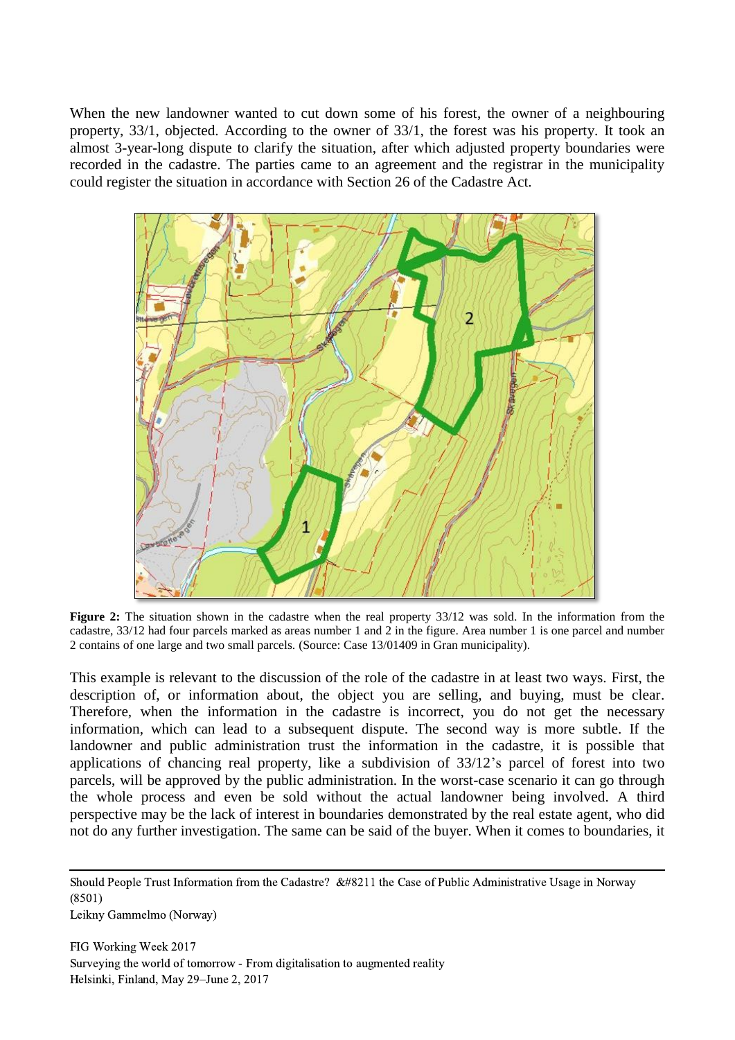When the new landowner wanted to cut down some of his forest, the owner of a neighbouring property, 33/1, objected. According to the owner of 33/1, the forest was his property. It took an almost 3-year-long dispute to clarify the situation, after which adjusted property boundaries were recorded in the cadastre. The parties came to an agreement and the registrar in the municipality could register the situation in accordance with Section 26 of the Cadastre Act.

**Figure 2:** The situation shown in the cadastre when the real property 33/12 was sold. In the information from the cadastre, 33/12 had four parcels marked as areas number 1 and 2 in the figure. Area number 1 is one parcel and number 2 contains of one large and two small parcels. (Source: Case 13/01409 in Gran municipality).

This example is relevant to the discussion of the role of the cadastre in at least two ways. First, the description of, or information about, the object you are selling, and buying, must be clear. Therefore, when the information in the cadastre is incorrect, you do not get the necessary information, which can lead to a subsequent dispute. The second way is more subtle. If the landowner and public administration trust the information in the cadastre, it is possible that applications of chancing real property, like a subdivision of 33/12's parcel of forest into two parcels, will be approved by the public administration. In the worst-case scenario it can go through the whole process and even be sold without the actual landowner being involved. A third perspective may be the lack of interest in boundaries demonstrated by the real estate agent, who did not do any further investigation. The same can be said of the buyer. When it comes to boundaries, it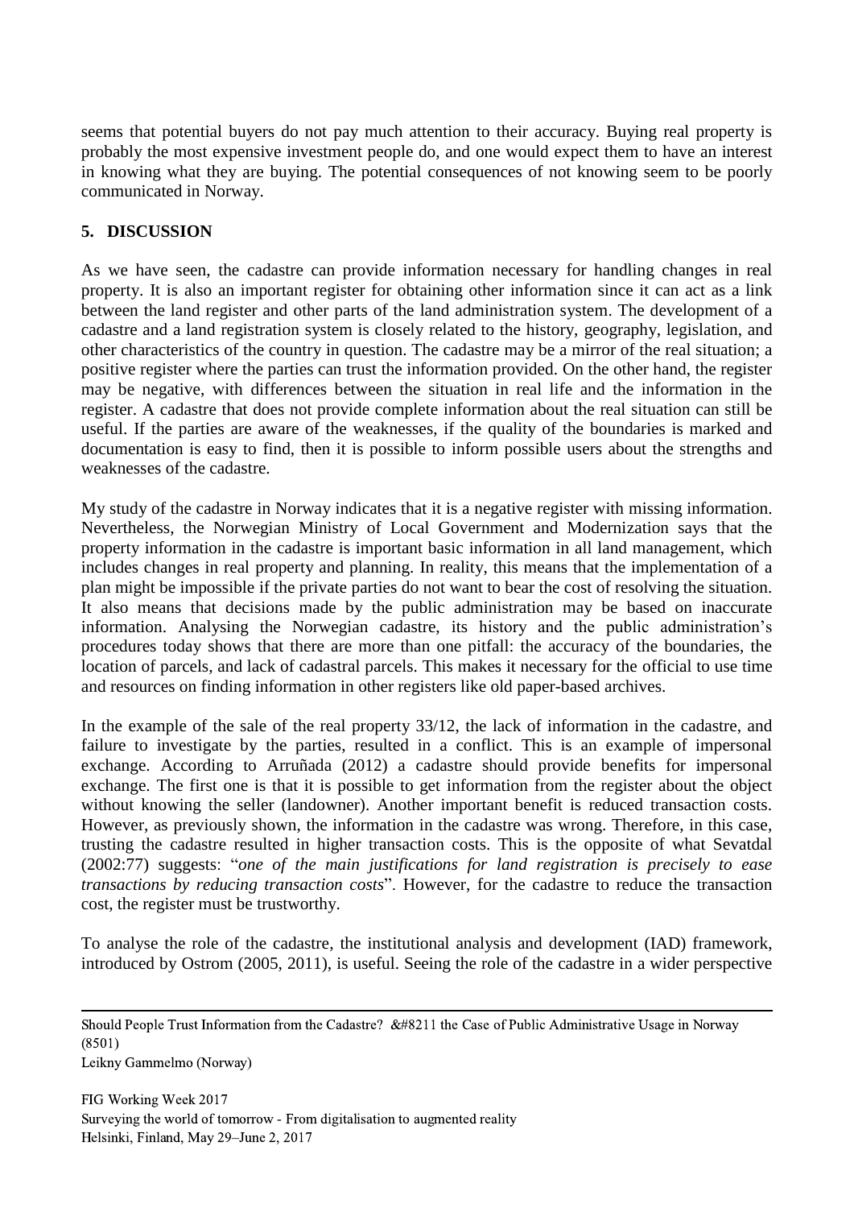seems that potential buyers do not pay much attention to their accuracy. Buying real property is probably the most expensive investment people do, and one would expect them to have an interest in knowing what they are buying. The potential consequences of not knowing seem to be poorly communicated in Norway.

## 5. DISCUSSION

As we have seen, the cadastre can provide information necessary for handling changes in real property. It is also an important register for obtaining other information since it can act as a link between the land register and other parts of the land administration system. The development of a cadastre and a land registration system is closely related to the history, geography, legislation, and other characteristics of the country in question. The cadastre may be a mirror of the real situation; a positive register where the parties can trust the information provided. On the other hand, the register may be negative, with differences between the situation in real life and the information in the register. A cadastre that does not provide complete information about the real situation can still be useful. If the parties are aware of the weaknesses, if the quality of the boundaries is marked and documentation is easy to find, then it is possible to inform possible users about the strengths and weaknesses of the cadastre.

My study of the cadastre in Norway indicates that it is a negative register with missing information. Nevertheless, the Norwegian Ministry of Local Government and Modernization says that the property information in the cadastre is important basic information in all land management, which includes changes in real property and planning. In reality, this means that the implementation of a plan might be impossible if the private parties do not want to bear the cost of resolving the situation. It also means that decisions made by the public administration may be based on inaccurate information. Analysing the Norwegian cadastre, its history and the public administration's procedures today shows that there are more than one pitfall: the accuracy of the boundaries, the location of parcels, and lack of cadastral parcels. This makes it necessary for the official to use time and resources on finding information in other registers like old paper-based archives.

In the example of the sale of the real property 33/12, the lack of information in the cadastre, and failure to investigate by the parties, resulted in a conflict. This is an example of impersonal exchange. According to Arruñada (2012) a cadastre should provide benefits for impersonal exchange. The first one is that it is possible to get information from the register about the object without knowing the seller (landowner). Another important benefit is reduced transaction costs. However, as previously shown, the information in the cadastre was wrong. Therefore, in this case, trusting the cadastre resulted in higher transaction costs. This is the opposite of what Sevatdal (2002:77) suggests: "*one of the main justifications for land registration is precisely to ease transactions by reducing transaction costs*". However, for the cadastre to reduce the transaction cost, the register must be trustworthy.

To analyse the role of the cadastre, the institutional analysis and development (IAD) framework, introduced by Ostrom (2005, 2011), is useful. Seeing the role of the cadastre in a wider perspective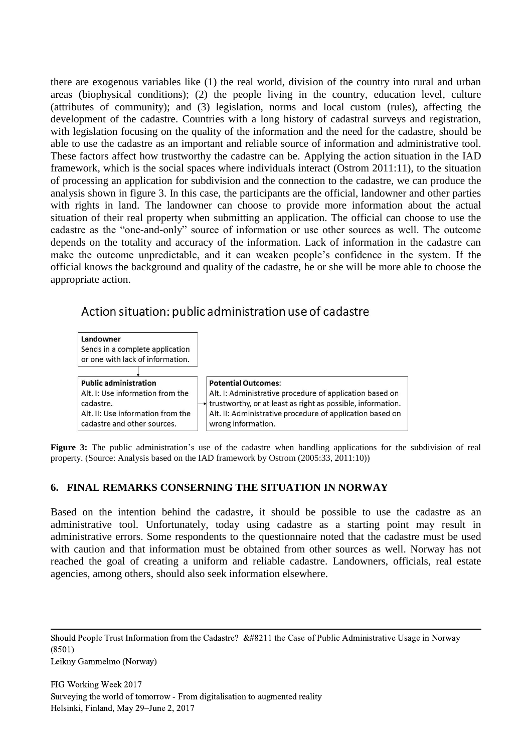there are exogenous variables like (1) the real world, division of the country into rural and urban areas (biophysical conditions); (2) the people living in the country, education level, culture (attributes of community); and (3) legislation, norms and local custom (rules), affecting the development of the cadastre. Countries with a long history of cadastral surveys and registration, with legislation focusing on the quality of the information and the need for the cadastre, should be able to use the cadastre as an important and reliable source of information and administrative tool. These factors affect how trustworthy the cadastre can be. Applying the action situation in the IAD framework, which is the social spaces where individuals interact (Ostrom 2011:11), to the situation of processing an application for subdivision and the connection to the cadastre, we can produce the analysis shown in figure 3. In this case, the participants are the official, landowner and other parties with rights in land. The landowner can choose to provide more information about the actual situation of their real property when submitting an application. The official can choose to use the cadastre as the "one-and-only" source of information or use other sources as well. The outcome depends on the totality and accuracy of the information. Lack of information in the cadastre can make the outcome unpredictable, and it can weaken people's confidence in the system. If the official knows the background and quality of the cadastre, he or she will be more able to choose the appropriate action.

Action situation: public administration use of cadastre

**Landowner**
Sends in a complete application or one with lack of information.

↓

**Public administration**
Alt. I: Use information from the cadastre.
Alt. II: Use information from the cadastre and other sources.

→

**Potential Outcomes:**
Alt. I: Administrative procedure of application based on trustworthy, or at least as right as possible, information.
Alt. II: Administrative procedure of application based on wrong information.

**Figure 3:** The public administration's use of the cadastre when handling applications for the subdivision of real property. (Source: Analysis based on the IAD framework by Ostrom (2005:33, 2011:10))

## 6. FINAL REMARKS CONSERNING THE SITUATION IN NORWAY

Based on the intention behind the cadastre, it should be possible to use the cadastre as an administrative tool. Unfortunately, today using cadastre as a starting point may result in administrative errors. Some respondents to the questionnaire noted that the cadastre must be used with caution and that information must be obtained from other sources as well. Norway has not reached the goal of creating a uniform and reliable cadastre. Landowners, officials, real estate agencies, among others, should also seek information elsewhere.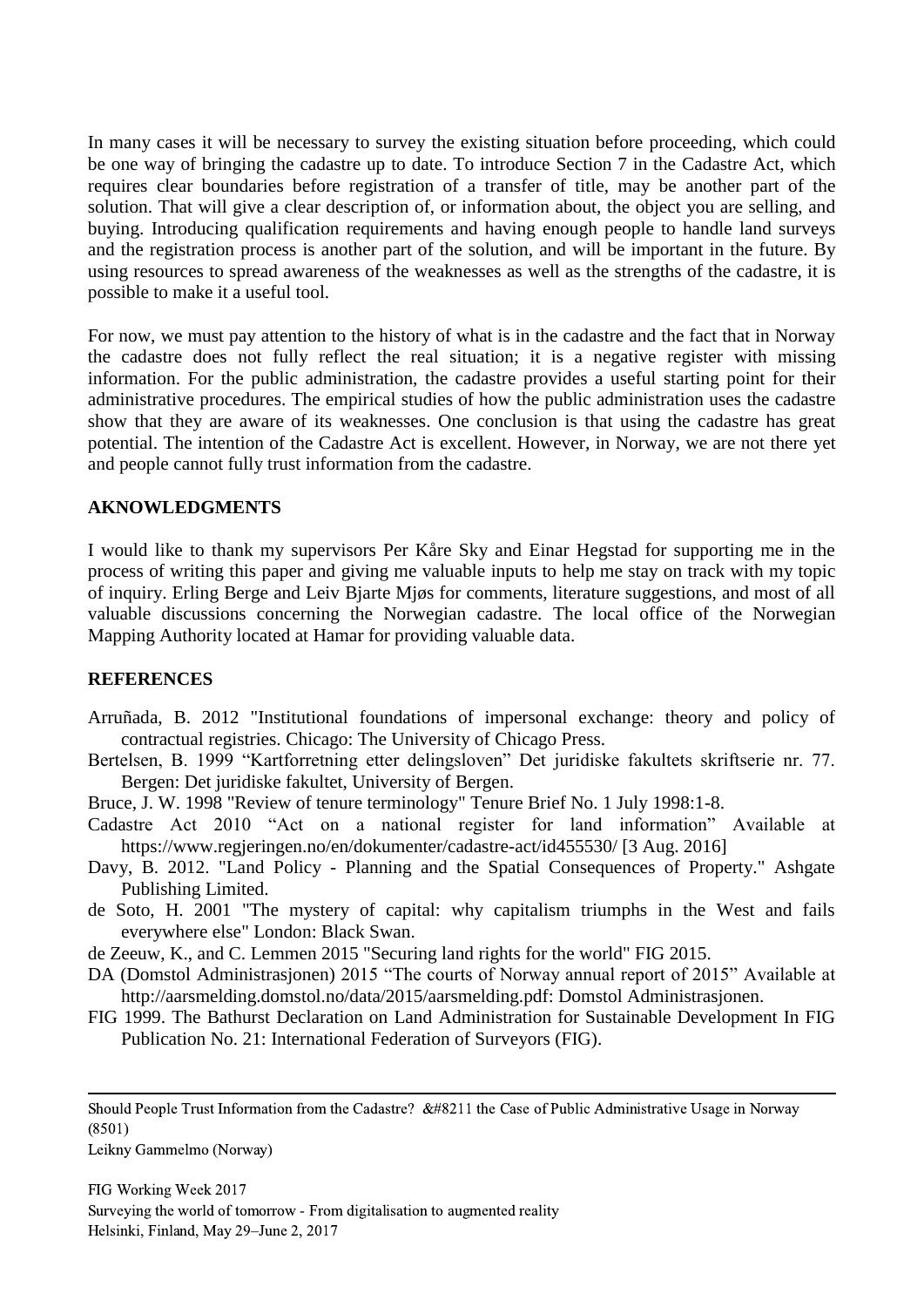In many cases it will be necessary to survey the existing situation before proceeding, which could be one way of bringing the cadastre up to date. To introduce Section 7 in the Cadastre Act, which requires clear boundaries before registration of a transfer of title, may be another part of the solution. That will give a clear description of, or information about, the object you are selling, and buying. Introducing qualification requirements and having enough people to handle land surveys and the registration process is another part of the solution, and will be important in the future. By using resources to spread awareness of the weaknesses as well as the strengths of the cadastre, it is possible to make it a useful tool.

For now, we must pay attention to the history of what is in the cadastre and the fact that in Norway the cadastre does not fully reflect the real situation; it is a negative register with missing information. For the public administration, the cadastre provides a useful starting point for their administrative procedures. The empirical studies of how the public administration uses the cadastre show that they are aware of its weaknesses. One conclusion is that using the cadastre has great potential. The intention of the Cadastre Act is excellent. However, in Norway, we are not there yet and people cannot fully trust information from the cadastre.

## AKNOWLEDGMENTS

I would like to thank my supervisors Per Kåre Sky and Einar Hegstad for supporting me in the process of writing this paper and giving me valuable inputs to help me stay on track with my topic of inquiry. Erling Berge and Leiv Bjarte Mjøs for comments, literature suggestions, and most of all valuable discussions concerning the Norwegian cadastre. The local office of the Norwegian Mapping Authority located at Hamar for providing valuable data.

## REFERENCES

Arruñada, B. 2012 "Institutional foundations of impersonal exchange: theory and policy of contractual registries. Chicago: The University of Chicago Press.

Bertelsen, B. 1999 "Kartforretning etter delingsloven" Det juridiske fakultets skriftserie nr. 77. Bergen: Det juridiske fakultet, University of Bergen.

Bruce, J. W. 1998 "Review of tenure terminology" Tenure Brief No. 1 July 1998:1-8.

Cadastre Act 2010 "Act on a national register for land information" Available at https://www.regjeringen.no/en/dokumenter/cadastre-act/id455530/ [3 Aug. 2016]

Davy, B. 2012. "Land Policy - Planning and the Spatial Consequences of Property." Ashgate Publishing Limited.

de Soto, H. 2001 "The mystery of capital: why capitalism triumphs in the West and fails everywhere else" London: Black Swan.

de Zeeuw, K., and C. Lemmen 2015 "Securing land rights for the world" FIG 2015.

DA (Domstol Administrasjonen) 2015 "The courts of Norway annual report of 2015" Available at http://aarsmelding.domstol.no/data/2015/aarsmelding.pdf: Domstol Administrasjonen.

FIG 1999. The Bathurst Declaration on Land Administration for Sustainable Development In FIG Publication No. 21: International Federation of Surveyors (FIG).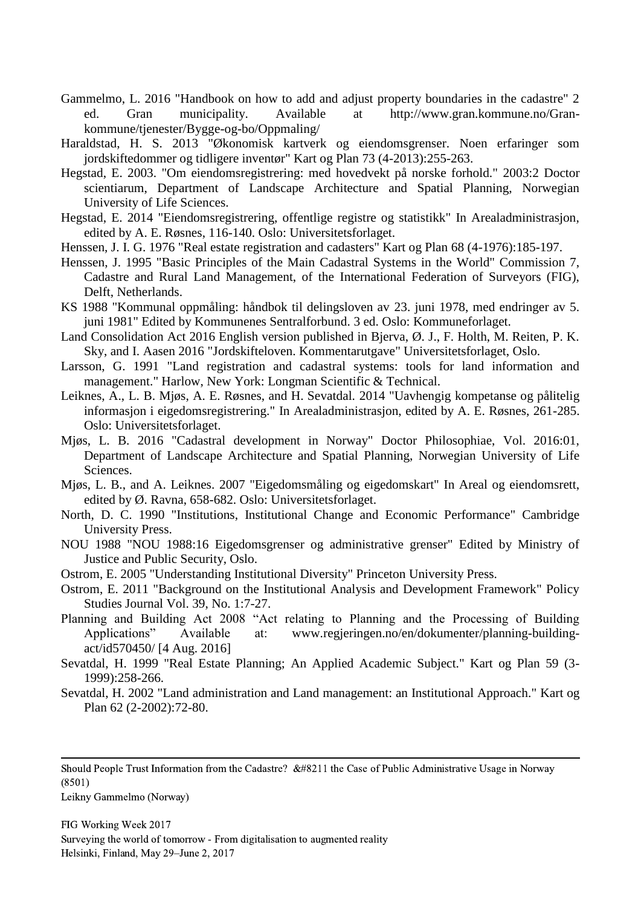Gammelmo, L. 2016 "Handbook on how to add and adjust property boundaries in the cadastre" 2 ed. Gran municipality. Available at http://www.gran.kommune.no/Gran-kommune/tjenester/Bygge-og-bo/Oppmaling/

Haraldstad, H. S. 2013 "Økonomisk kartverk og eiendomsgrenser. Noen erfaringer som jordskiftedommer og tidligere inventør" Kart og Plan 73 (4-2013):255-263.

Hegstad, E. 2003. "Om eiendomsregistrering: med hovedvekt på norske forhold." 2003:2 Doctor scientiarum, Department of Landscape Architecture and Spatial Planning, Norwegian University of Life Sciences.

Hegstad, E. 2014 "Eiendomsregistrering, offentlige registre og statistikk" In Arealadministrasjon, edited by A. E. Røsnes, 116-140. Oslo: Universitetsforlaget.

Henssen, J. I. G. 1976 "Real estate registration and cadasters" Kart og Plan 68 (4-1976):185-197.

Henssen, J. 1995 "Basic Principles of the Main Cadastral Systems in the World" Commission 7, Cadastre and Rural Land Management, of the International Federation of Surveyors (FIG), Delft, Netherlands.

KS 1988 "Kommunal oppmåling: håndbok til delingsloven av 23. juni 1978, med endringer av 5. juni 1981" Edited by Kommunenes Sentralforbund. 3 ed. Oslo: Kommuneforlaget.

Land Consolidation Act 2016 English version published in Bjerva, Ø. J., F. Holth, M. Reiten, P. K. Sky, and I. Aasen 2016 "Jordskifteloven. Kommentarutgave" Universitetsforlaget, Oslo.

Larsson, G. 1991 "Land registration and cadastral systems: tools for land information and management." Harlow, New York: Longman Scientific & Technical.

Leiknes, A., L. B. Mjøs, A. E. Røsnes, and H. Sevatdal. 2014 "Uavhengig kompetanse og pålitelig informasjon i eigedomsregistrering." In Arealadministrasjon, edited by A. E. Røsnes, 261-285. Oslo: Universitetsforlaget.

Mjøs, L. B. 2016 "Cadastral development in Norway" Doctor Philosophiae, Vol. 2016:01, Department of Landscape Architecture and Spatial Planning, Norwegian University of Life Sciences.

Mjøs, L. B., and A. Leiknes. 2007 "Eigedomsmåling og eigedomskart" In Areal og eiendomsrett, edited by Ø. Ravna, 658-682. Oslo: Universitetsforlaget.

North, D. C. 1990 "Institutions, Institutional Change and Economic Performance" Cambridge University Press.

NOU 1988 "NOU 1988:16 Eigedomsgrenser og administrative grenser" Edited by Ministry of Justice and Public Security, Oslo.

Ostrom, E. 2005 "Understanding Institutional Diversity" Princeton University Press.

Ostrom, E. 2011 "Background on the Institutional Analysis and Development Framework" Policy Studies Journal Vol. 39, No. 1:7-27.

Planning and Building Act 2008 "Act relating to Planning and the Processing of Building Applications" Available at: www.regjeringen.no/en/dokumenter/planning-building-act/id570450/ [4 Aug. 2016]

Sevatdal, H. 1999 "Real Estate Planning; An Applied Academic Subject." Kart og Plan 59 (3-1999):258-266.

Sevatdal, H. 2002 "Land administration and Land management: an Institutional Approach." Kart og Plan 62 (2-2002):72-80.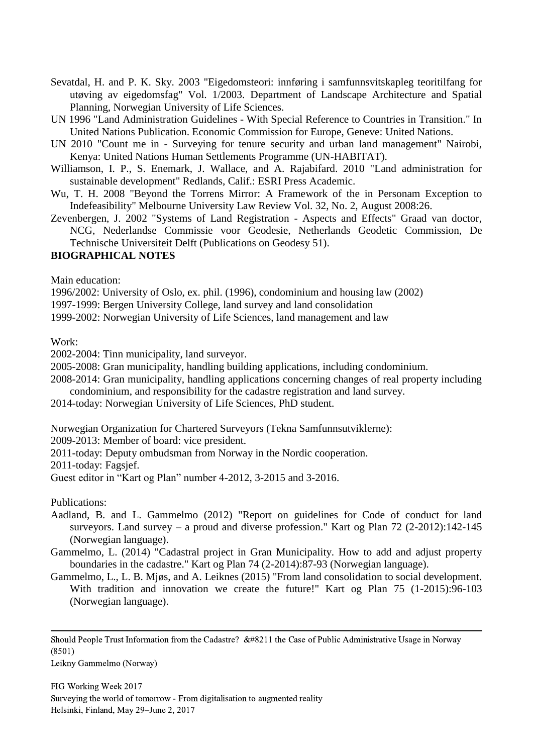Sevatdal, H. and P. K. Sky. 2003 "Eigedomsteori: innføring i samfunnsvitskapleg teoritilfang for utøving av eigedomsfag" Vol. 1/2003. Department of Landscape Architecture and Spatial Planning, Norwegian University of Life Sciences.

UN 1996 "Land Administration Guidelines - With Special Reference to Countries in Transition." In United Nations Publication. Economic Commission for Europe, Geneve: United Nations.

UN 2010 "Count me in - Surveying for tenure security and urban land management" Nairobi, Kenya: United Nations Human Settlements Programme (UN-HABITAT).

Williamson, I. P., S. Enemark, J. Wallace, and A. Rajabifard. 2010 "Land administration for sustainable development" Redlands, Calif.: ESRI Press Academic.

Wu, T. H. 2008 "Beyond the Torrens Mirror: A Framework of the in Personam Exception to Indefeasibility" Melbourne University Law Review Vol. 32, No. 2, August 2008:26.

Zevenbergen, J. 2002 "Systems of Land Registration - Aspects and Effects" Graad van doctor, NCG, Nederlandse Commissie voor Geodesie, Netherlands Geodetic Commission, De Technische Universiteit Delft (Publications on Geodesy 51).

## BIOGRAPHICAL NOTES

Main education:

1996/2002: University of Oslo, ex. phil. (1996), condominium and housing law (2002)
1997-1999: Bergen University College, land survey and land consolidation
1999-2002: Norwegian University of Life Sciences, land management and law

Work:

2002-2004: Tinn municipality, land surveyor.
2005-2008: Gran municipality, handling building applications, including condominium.
2008-2014: Gran municipality, handling applications concerning changes of real property including condominium, and responsibility for the cadastre registration and land survey.
2014-today: Norwegian University of Life Sciences, PhD student.

Norwegian Organization for Chartered Surveyors (Tekna Samfunnsutviklerne):
2009-2013: Member of board: vice president.
2011-today: Deputy ombudsman from Norway in the Nordic cooperation.
2011-today: Fagsjef.
Guest editor in "Kart og Plan" number 4-2012, 3-2015 and 3-2016.

Publications:

Aadland, B. and L. Gammelmo (2012) "Report on guidelines for Code of conduct for land surveyors. Land survey – a proud and diverse profession." Kart og Plan 72 (2-2012):142-145 (Norwegian language).

Gammelmo, L. (2014) "Cadastral project in Gran Municipality. How to add and adjust property boundaries in the cadastre." Kart og Plan 74 (2-2014):87-93 (Norwegian language).

Gammelmo, L., L. B. Mjøs, and A. Leiknes (2015) "From land consolidation to social development. With tradition and innovation we create the future!" Kart og Plan 75 (1-2015):96-103 (Norwegian language).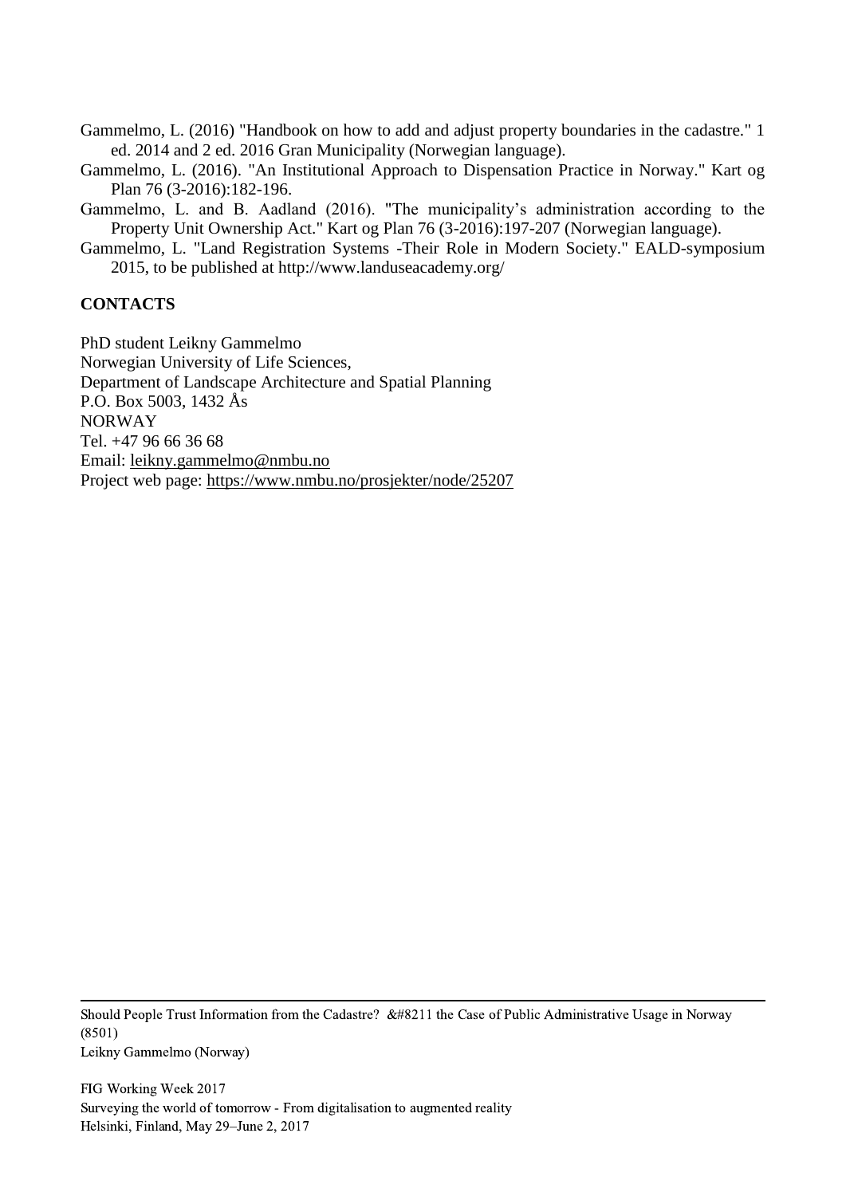Gammelmo, L. (2016) "Handbook on how to add and adjust property boundaries in the cadastre." 1 ed. 2014 and 2 ed. 2016 Gran Municipality (Norwegian language).

Gammelmo, L. (2016). "An Institutional Approach to Dispensation Practice in Norway." Kart og Plan 76 (3-2016):182-196.

Gammelmo, L. and B. Aadland (2016). "The municipality's administration according to the Property Unit Ownership Act." Kart og Plan 76 (3-2016):197-207 (Norwegian language).

Gammelmo, L. "Land Registration Systems -Their Role in Modern Society." EALD-symposium 2015, to be published at http://www.landuseacademy.org/

## CONTACTS

PhD student Leikny Gammelmo
Norwegian University of Life Sciences,
Department of Landscape Architecture and Spatial Planning
P.O. Box 5003, 1432 Ås
NORWAY
Tel. +47 96 66 36 68
Email: leikny.gammelmo@nmbu.no
Project web page: https://www.nmbu.no/prosjekter/node/25207